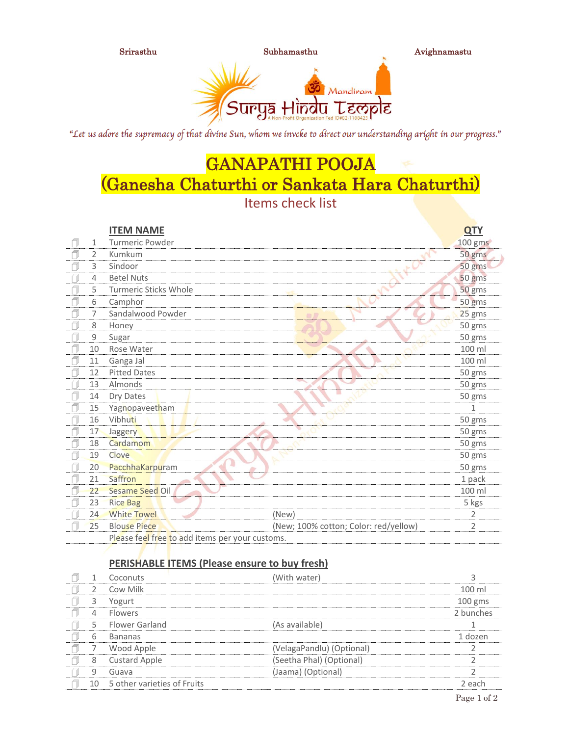Srirasthu Subhamasthu Avighnamastu

Surya Hindu Temple — Mandiram

A Non-Profit Organization Fed ID#82-1108425

*"Let us adore the supremacy of that divine Sun, whom we invoke to direct our understanding aright in our progress."*

# GANAPATHI POOJA
# (Ganesha Chaturthi or Sankata Hara Chaturthi)

## Items check list

| | # | ITEM NAME | | QTY |
|---|---|---|---|---|
| ☐ | 1 | Turmeric Powder | | 100 gms |
| ☐ | 2 | Kumkum | | 50 gms |
| ☐ | 3 | Sindoor | | 50 gms |
| ☐ | 4 | Betel Nuts | | 50 gms |
| ☐ | 5 | Turmeric Sticks Whole | | 50 gms |
| ☐ | 6 | Camphor | | 50 gms |
| ☐ | 7 | Sandalwood Powder | | 25 gms |
| ☐ | 8 | Honey | | 50 gms |
| ☐ | 9 | Sugar | | 50 gms |
| ☐ | 10 | Rose Water | | 100 ml |
| ☐ | 11 | Ganga Jal | | 100 ml |
| ☐ | 12 | Pitted Dates | | 50 gms |
| ☐ | 13 | Almonds | | 50 gms |
| ☐ | 14 | Dry Dates | | 50 gms |
| ☐ | 15 | Yagnopaveetham | | 1 |
| ☐ | 16 | Vibhuti | | 50 gms |
| ☐ | 17 | Jaggery | | 50 gms |
| ☐ | 18 | Cardamom | | 50 gms |
| ☐ | 19 | Clove | | 50 gms |
| ☐ | 20 | PacchhaKarpuram | | 50 gms |
| ☐ | 21 | Saffron | | 1 pack |
| ☐ | 22 | Sesame Seed Oil | | 100 ml |
| ☐ | 23 | Rice Bag | | 5 kgs |
| ☐ | 24 | White Towel | (New) | 2 |
| ☐ | 25 | Blouse Piece | (New; 100% cotton; Color: red/yellow) | 2 |

Please feel free to add items per your customs.

## PERISHABLE ITEMS (Please ensure to buy fresh)

| | # | ITEM NAME | | QTY |
|---|---|---|---|---|
| ☐ | 1 | Coconuts | (With water) | 3 |
| ☐ | 2 | Cow Milk | | 100 ml |
| ☐ | 3 | Yogurt | | 100 gms |
| ☐ | 4 | Flowers | | 2 bunches |
| ☐ | 5 | Flower Garland | (As available) | 1 |
| ☐ | 6 | Bananas | | 1 dozen |
| ☐ | 7 | Wood Apple | (VelagaPandlu) (Optional) | 2 |
| ☐ | 8 | Custard Apple | (Seetha Phal) (Optional) | 2 |
| ☐ | 9 | Guava | (Jaama) (Optional) | 2 |
| ☐ | 10 | 5 other varieties of Fruits | | 2 each |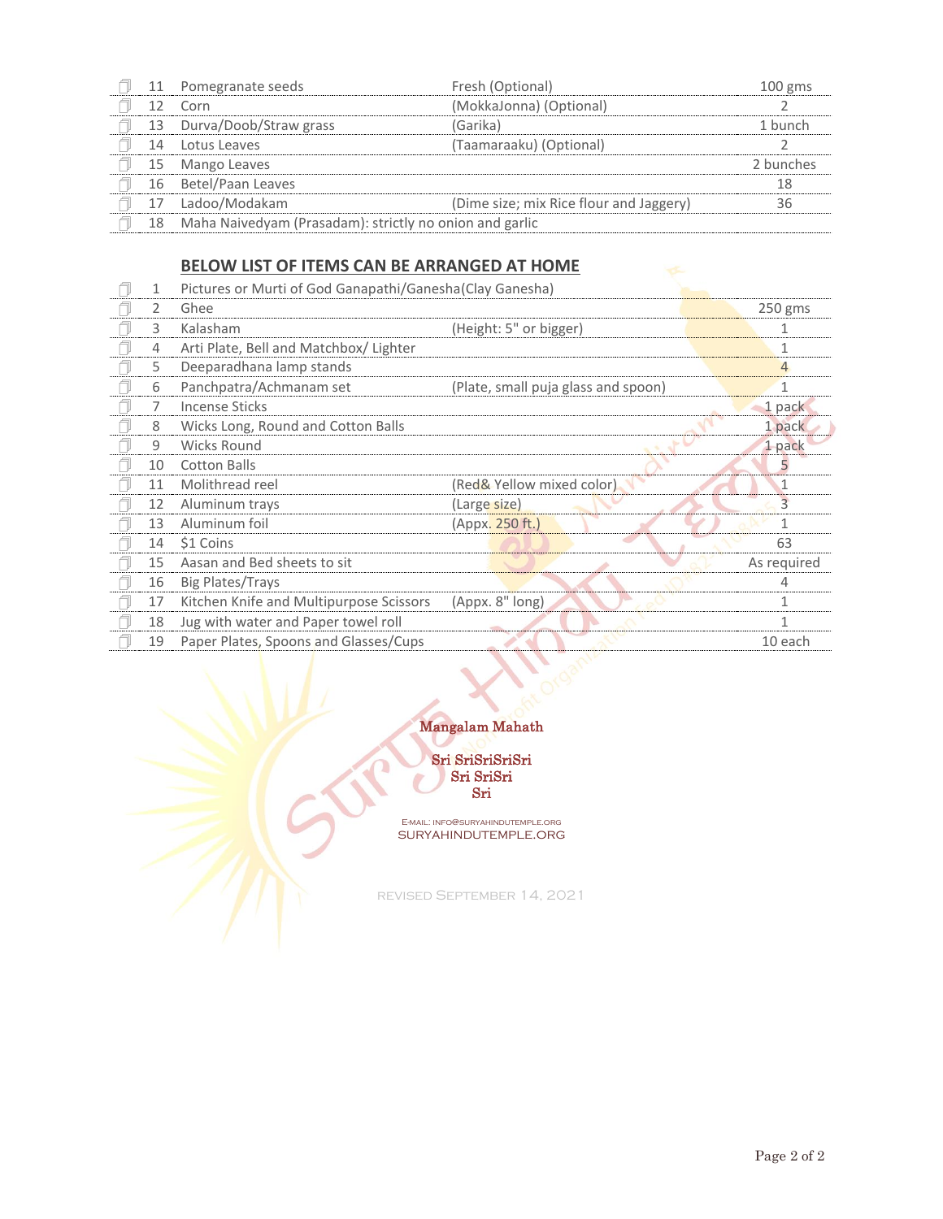| | | | | |
|---|---|---|---|---|
| ☐ | 11 | Pomegranate seeds | Fresh (Optional) | 100 gms |
| ☐ | 12 | Corn | (MokkaJonna) (Optional) | 2 |
| ☐ | 13 | Durva/Doob/Straw grass | (Garika) | 1 bunch |
| ☐ | 14 | Lotus Leaves | (Taamaraaku) (Optional) | 2 |
| ☐ | 15 | Mango Leaves | | 2 bunches |
| ☐ | 16 | Betel/Paan Leaves | | 18 |
| ☐ | 17 | Ladoo/Modakam | (Dime size; mix Rice flour and Jaggery) | 36 |
| ☐ | 18 | Maha Naivedyam (Prasadam): strictly no onion and garlic | | |

## BELOW LIST OF ITEMS CAN BE ARRANGED AT HOME

| | | | | |
|---|---|---|---|---|
| ☐ | 1 | Pictures or Murti of God Ganapathi/Ganesha(Clay Ganesha) | | |
| ☐ | 2 | Ghee | | 250 gms |
| ☐ | 3 | Kalasham | (Height: 5" or bigger) | 1 |
| ☐ | 4 | Arti Plate, Bell and Matchbox/ Lighter | | 1 |
| ☐ | 5 | Deeparadhana lamp stands | | 4 |
| ☐ | 6 | Panchpatra/Achmanam set | (Plate, small puja glass and spoon) | 1 |
| ☐ | 7 | Incense Sticks | | 1 pack |
| ☐ | 8 | Wicks Long, Round and Cotton Balls | | 1 pack |
| ☐ | 9 | Wicks Round | | 1 pack |
| ☐ | 10 | Cotton Balls | | 5 |
| ☐ | 11 | Molithread reel | (Red& Yellow mixed color) | 1 |
| ☐ | 12 | Aluminum trays | (Large size) | 3 |
| ☐ | 13 | Aluminum foil | (Appx. 250 ft.) | 1 |
| ☐ | 14 | $1 Coins | | 63 |
| ☐ | 15 | Aasan and Bed sheets to sit | | As required |
| ☐ | 16 | Big Plates/Trays | | 4 |
| ☐ | 17 | Kitchen Knife and Multipurpose Scissors | (Appx. 8" long) | 1 |
| ☐ | 18 | Jug with water and Paper towel roll | | 1 |
| ☐ | 19 | Paper Plates, Spoons and Glasses/Cups | | 10 each |

Mangalam Mahath

Sri SriSriSriSri
Sri SriSri
Sri

E-MAIL: INFO@SURYAHINDUTEMPLE.ORG
SURYAHINDUTEMPLE.ORG

REVISED SEPTEMBER 14, 2021